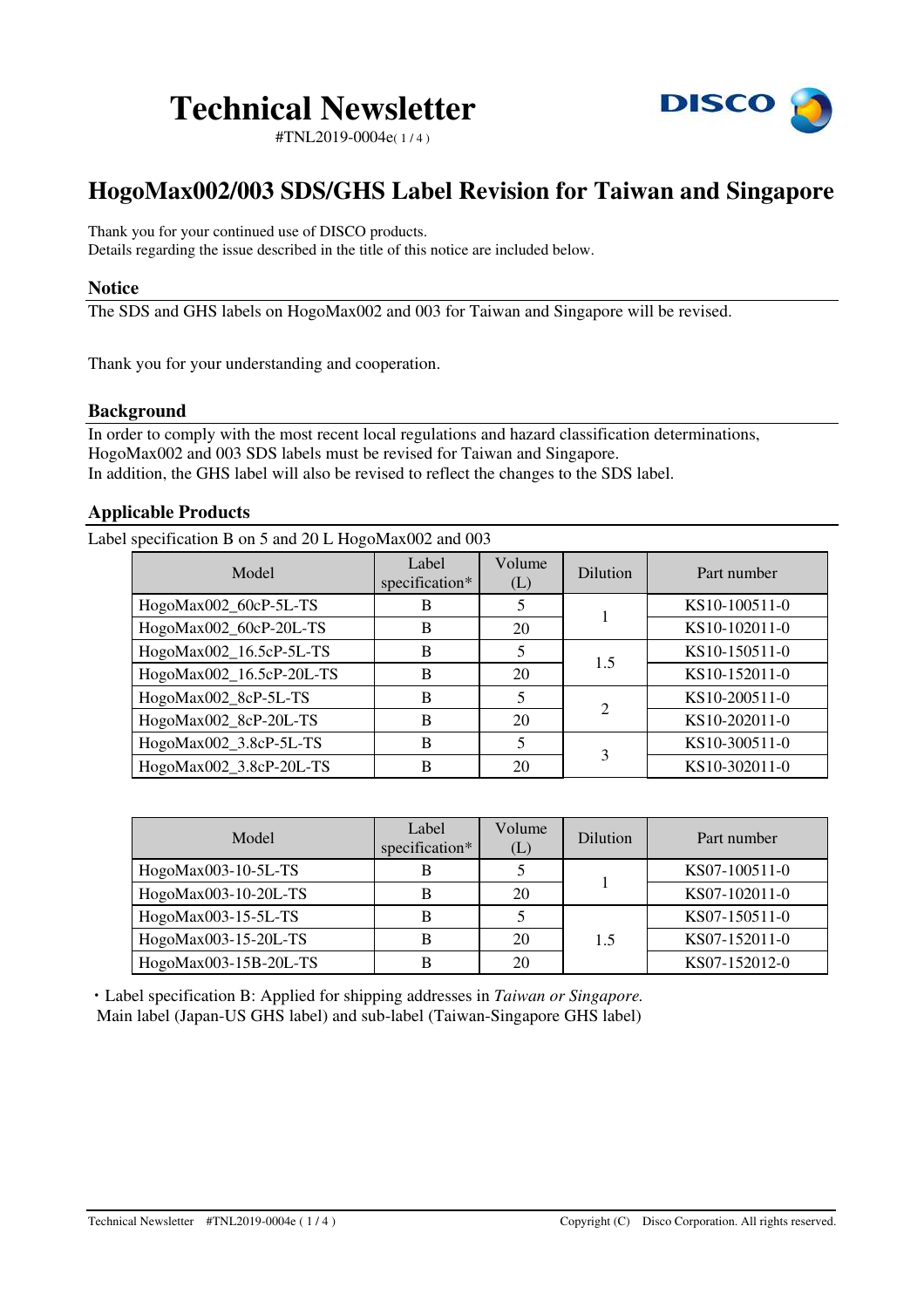# Technical Newsletter

#TNL2019-0004e( 1 / 4 )

## HogoMax002/003 SDS/GHS Label Revision for Taiwan and Singapore

Thank you for your continued use of DISCO products.
Details regarding the issue described in the title of this notice are included below.

### Notice

The SDS and GHS labels on HogoMax002 and 003 for Taiwan and Singapore will be revised.

Thank you for your understanding and cooperation.

### Background

In order to comply with the most recent local regulations and hazard classification determinations, HogoMax002 and 003 SDS labels must be revised for Taiwan and Singapore.
In addition, the GHS label will also be revised to reflect the changes to the SDS label.

### Applicable Products

Label specification B on 5 and 20 L HogoMax002 and 003

| Model | Label specification* | Volume (L) | Dilution | Part number |
|---|---|---|---|---|
| HogoMax002_60cP-5L-TS | B | 5 | 1 | KS10-100511-0 |
| HogoMax002_60cP-20L-TS | B | 20 | | KS10-102011-0 |
| HogoMax002_16.5cP-5L-TS | B | 5 | 1.5 | KS10-150511-0 |
| HogoMax002_16.5cP-20L-TS | B | 20 | | KS10-152011-0 |
| HogoMax002_8cP-5L-TS | B | 5 | 2 | KS10-200511-0 |
| HogoMax002_8cP-20L-TS | B | 20 | | KS10-202011-0 |
| HogoMax002_3.8cP-5L-TS | B | 5 | 3 | KS10-300511-0 |
| HogoMax002_3.8cP-20L-TS | B | 20 | | KS10-302011-0 |

| Model | Label specification* | Volume (L) | Dilution | Part number |
|---|---|---|---|---|
| HogoMax003-10-5L-TS | B | 5 | 1 | KS07-100511-0 |
| HogoMax003-10-20L-TS | B | 20 | | KS07-102011-0 |
| HogoMax003-15-5L-TS | B | 5 | 1.5 | KS07-150511-0 |
| HogoMax003-15-20L-TS | B | 20 | | KS07-152011-0 |
| HogoMax003-15B-20L-TS | B | 20 | | KS07-152012-0 |

・Label specification B: Applied for shipping addresses in *Taiwan or Singapore.*
Main label (Japan-US GHS label) and sub-label (Taiwan-Singapore GHS label)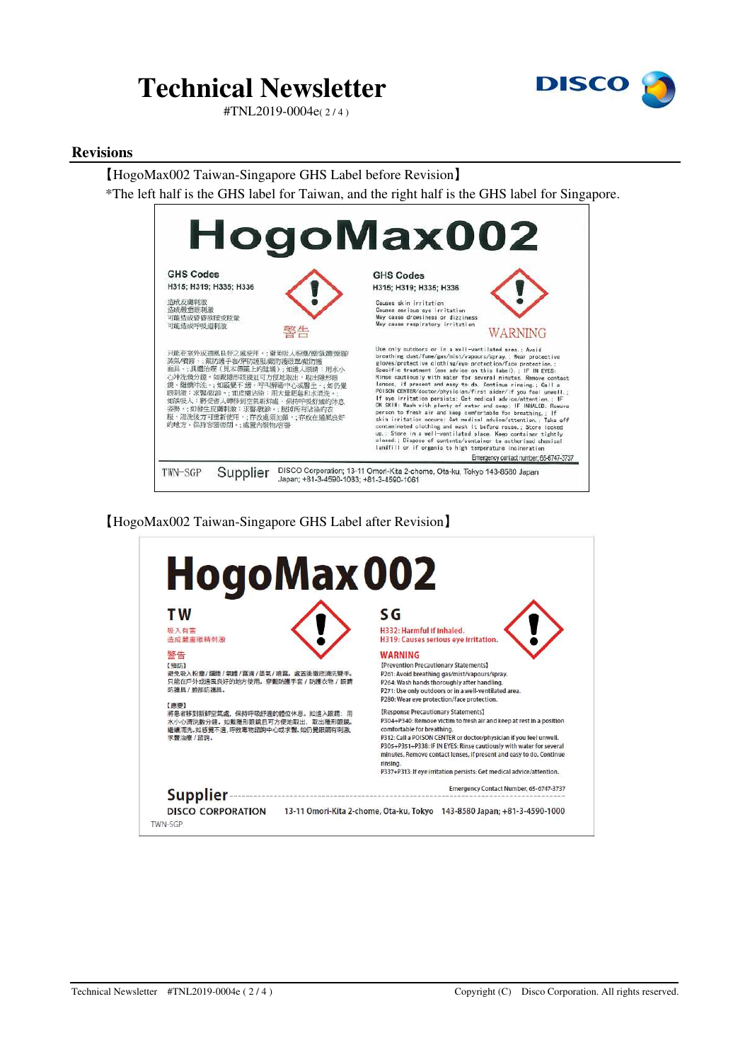# Technical Newsletter

#TNL2019-0004e( 2 / 4 )

## Revisions

【HogoMax002 Taiwan-Singapore GHS Label before Revision】

*The left half is the GHS label for Taiwan, and the right half is the GHS label for Singapore.

**HogoMax002**

GHS Codes
H315; H319; H335; H336

造成皮膚刺激
造成嚴重眼刺激
可能造成昏昏欲睡或眩暈
可能造成呼吸道刺激

警告

只能在室外或通風良好之處使用。; 避免吸入粉塵/煙/氣體/煙霧/蒸氣/噴霧。; 戴防護手套/穿防護衣物/戴眼睛防護具/戴臉部防護具。; 具體治療（見本標籤上的說明）; 如進入眼睛：用水小心沖洗幾分鐘。如戴隱形眼鏡並可方便地取出，取出隱形眼鏡，繼續沖洗。; 如感覺不適，呼叫解毒中心或醫生。; 如仍覺眼刺激：求醫/就診。; 如皮膚沾染：用大量肥皂和水清洗。; 如誤吸入：將受害人轉移到空氣新鮮處，保持呼吸舒適的休息姿勢。; 如發生皮膚刺激：求醫/就診。; 脫掉所有沾染的衣服，清洗後方可重新使用。; 存放處須加鎖。; 存放在通風良好的地方。保持容器密閉。; 處置內裝物/容器

GHS Codes
H315; H319; H335; H336

Causes skin irritation
Causes serious eye irritation
May cause drowsiness or dizziness
May cause respiratory irritation

WARNING

Use only outdoors or in a well-ventilated area.; Avoid breathing dust/fume/gas/mist/vapours/spray.; Wear protective gloves/protective clothing/eye protection/face protection.; Specific treatment (see advice on this label).; IF IN EYES: Rinse cautiously with water for several minutes. Remove contact lenses, if present and easy to do. Continue rinsing.; Call a POISON CENTER/doctor/physician/first aider/if you feel unwell.; If eye irritation persists: Get medical advice/attention.; IF ON SKIN: Wash with plenty of water and soap.; IF INHALED: Remove person to fresh air and keep comfortable for breathing.; If skin irritation occurs: Get medical advice/attention.; Take off contaminated clothing and wash it before reuse.; Store locked up.; Store in a well-ventilated place. Keep container tightly closed.; Dispose of contents/container to authorised chemical landfill or if organic to high temperature incineration

Emergency contact number; 65-6747-3737

TWN-SGP Supplier DISCO Corporation; 13-11 Omori-Kita 2-chome, Ota-ku, Tokyo 143-8580 Japan
Japan; +81-3-4590-1083; +81-3-4590-1061

【HogoMax002 Taiwan-Singapore GHS Label after Revision】

**HogoMax002**

**TW**

吸入有害
造成嚴重眼睛刺激

警告

[預防]
避免吸入粉塵/燻煙/氣體/霧滴/蒸氣/噴霧。處置後徹底清洗雙手。只能在戶外或通風良好的地方使用。穿戴防護手套/防護衣物/眼睛防護具/臉部防護具。

[應變]
將患者移到新鮮空氣處，保持呼吸舒適的體位休息。如進入眼睛：用水小心清洗數分鐘。如戴隱形眼鏡且可方便取出，取出隱形眼鏡。繼續清洗。如感覺不適，呼救毒物諮詢中心或求醫。如仍覺眼睛有刺激，求醫治療/諮詢。

**SG**

H332: Harmful if inhaled.
H319: Causes serious eye irritation.

WARNING

[Prevention Precautionary Statements]
P261: Avoid breathing gas/mist/vapours/spray.
P264: Wash hands thoroughly after handling.
P271: Use only outdoors or in a well-ventilated area.
P280: Wear eye protection/face protection.

[Response Precautionary Statements]
P304+P340: Remove victim to fresh air and keep at rest in a position comfortable for breathing.
P312: Call a POISON CENTER or doctor/physician if you feel unwell.
P305+P351+P338: IF IN EYES: Rinse cautiously with water for several minutes. Remove contact lenses, if present and easy to do. Continue rinsing.
P337+P313: If eye irritation persists: Get medical advice/attention.

Emergency Contact Number, 65-6747-3737

**Supplier**

DISCO CORPORATION 13-11 Omori-Kita 2-chome, Ota-ku, Tokyo 143-8580 Japan; +81-3-4590-1000

TWN-SGP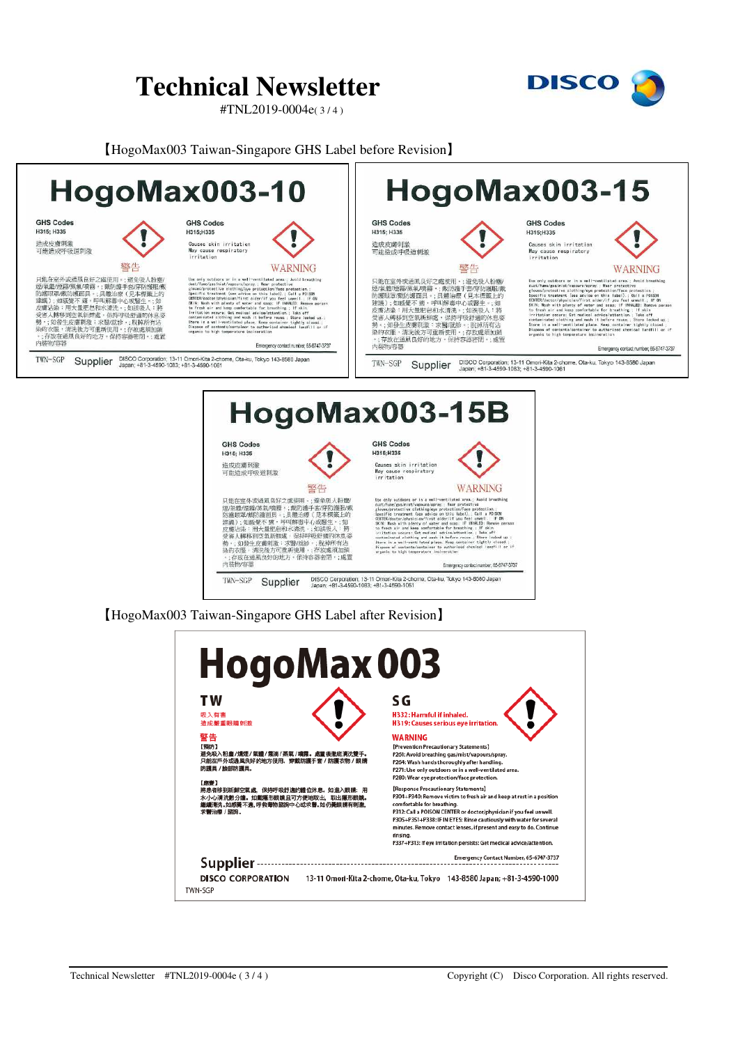【HogoMax003 Taiwan-Singapore GHS Label before Revision】

# HogoMax003-10

GHS Codes
H315; H335

造成皮膚刺激
可能造成呼吸道刺激

警告

只能在室外或通風良好之處使用。；避免吸入粉塵/煙/氣體/煙霧/蒸氣/噴霧。；戴防護手套/穿防護服/戴防護眼罩/戴防護面具。；具體治療（見本標籤上的建議）；如感覺不適，呼叫解毒中心或醫生。；如皮膚沾染：用大量肥皂和水清洗。；如誤吸入：將受害人轉移到空氣新鮮處，保持呼吸舒適的休息姿勢。；如發生皮膚刺激：求醫/就診。；脫掉所有沾染的衣服，清洗後方可重新使用。；存放處須加鎖。；存放在通風良好的地方。保持容器密閉。；處置內裝物/容器

GHS Codes
H315;H335

Causes skin irritation
May cause respiratory irritation

WARNING

Use only outdoors or in a well-ventilated area.; Avoid breathing dust/fume/gas/mist/vapours/spray.; Wear protective gloves/protective clothing/eye protection/face protection.; Specific treatment (see advice on this label).; Call a POISON CENTER/doctor/physician/first aider/if you feel unwell.; IF ON SKIN: Wash with plenty of water and soap.; IF INHALED: Remove person to fresh air and keep comfortable for breathing.; If skin irritation occurs: Get medical advice/attention.; Take off contaminated clothing and wash it before reuse.; Store locked up.; Store in a well-ventilated place. Keep container tightly closed.; Dispose of contents/container to authorized chemical landfill or if organic to high temperature incineration

Emergency contact number; 65-6747-3737

TWN-SGP Supplier DISCO Corporation; 13-11 Omori-Kita 2-chome, Ota-ku, Tokyo 143-8580 Japan Japan; +81-3-4590-1083; +81-3-4590-1061

# HogoMax003-15

GHS Codes
H315; H335

造成皮膚刺激
可能造成呼吸道刺激

警告

只能在室外或通風良好之處使用。；避免吸入粉塵/煙/氣體/煙霧/蒸氣/噴霧。；戴防護手套/穿防護服/戴防護眼罩/戴防護面具。；具體治療（見本標籤上的建議）；如感覺不適，呼叫解毒中心或醫生。；如皮膚沾染：用大量肥皂和水清洗。；如誤吸入：將受害人轉移到空氣新鮮處，保持呼吸舒適的休息姿勢。；如發生皮膚刺激：求醫/就診。；脫掉所有沾染的衣服，清洗後方可重新使用。；存放處須加鎖。；存放在通風良好的地方。保持容器密閉。；處置內裝物/容器

GHS Codes
H315;H335

Causes skin irritation
May cause respiratory irritation

WARNING

Use only outdoors or in a well-ventilated area.; Avoid breathing dust/fume/gas/mist/vapours/spray.; Wear protective gloves/protective clothing/eye protection/face protection.; Specific treatment (see advice on this label).; Call a POISON CENTER/doctor/physician/first aider/if you feel unwell.; IF ON SKIN: Wash with plenty of water and soap.; IF INHALED: Remove person to fresh air and keep comfortable for breathing.; If skin irritation occurs: Get medical advice/attention.; Take off contaminated clothing and wash it before reuse.; Store locked up.; Store in a well-ventilated place. Keep container tightly closed.; Dispose of contents/container to authorized chemical landfill or if organic to high temperature incineration

Emergency contact number; 65-6747-3737

TWN-SGP Supplier DISCO Corporation; 13-11 Omori-Kita 2-chome, Ota-ku, Tokyo 143-8580 Japan Japan; +81-3-4590-1083; +81-3-4590-1061

# HogoMax003-15B

GHS Codes
H315; H335

造成皮膚刺激
可能造成呼吸道刺激

警告

只能在室外或通風良好之處使用。；避免吸入粉塵/煙/氣體/煙霧/蒸氣/噴霧。；戴防護手套/穿防護服/戴防護眼罩/戴防護面具。；具體治療（見本標籤上的建議）；如感覺不適，呼叫解毒中心或醫生。；如皮膚沾染：用大量肥皂和水清洗。；如誤吸入：將受害人轉移到空氣新鮮處，保持呼吸舒適的休息姿勢。；如發生皮膚刺激：求醫/就診。；脫掉所有沾染的衣服，清洗後方可重新使用。；存放處須加鎖。；存放在通風良好的地方。保持容器密閉。；處置內裝物/容器

GHS Codes
H315;H335

Causes skin irritation
May cause respiratory irritation

WARNING

Use only outdoors or in a well-ventilated area.; Avoid breathing dust/fume/gas/mist/vapours/spray.; Wear protective gloves/protective clothing/eye protection/face protection.; Specific treatment (see advice on this label).; Call a POISON CENTER/doctor/physician/first aider/if you feel unwell.; IF ON SKIN: Wash with plenty of water and soap.; IF INHALED: Remove person to fresh air and keep comfortable for breathing.; If skin irritation occurs: Get medical advice/attention.; Take off contaminated clothing and wash it before reuse.; Store locked up.; Store in a well-ventilated place. Keep container tightly closed.; Dispose of contents/container to authorized chemical landfill or if organic to high temperature incineration

Emergency contact number; 65-6747-3737

TWN-SGP Supplier DISCO Corporation; 13-11 Omori-Kita 2-chome, Ota-ku, Tokyo 143-8580 Japan Japan; +81-3-4590-1083; +81-3-4590-1061

【HogoMax003 Taiwan-Singapore GHS Label after Revision】

# HogoMax003

**TW**

吸入有害
造成嚴重眼睛刺激

**警告**

【預防】
避免吸入粉塵/煙霧/氣體/霧滴/蒸氣/噴霧。處置後徹底清洗雙手。只能在戶外或通風良好的地方使用。穿戴防護手套/防護衣物/眼睛防護具/臉部防護具。

【應變】
將患者移到新鮮空氣處，保持呼吸舒適的姿勢休息。如進入眼睛：用水小心清洗數分鐘。如戴隱形眼鏡且可方便地取出，取出隱形眼鏡。繼續清洗。如感覺不適，呼救毒物諮詢中心或求醫。如仍覺眼睛有刺激，求醫治療/諮詢。

**SG**

H332: Harmful if inhaled.
H319: Causes serious eye irritation.

**WARNING**

[Prevention Precautionary Statements]
P261: Avoid breathing gas/mist/vapours/spray.
P264: Wash hands thoroughly after handling.
P271: Use only outdoors or in a well-ventilated area.
P280: Wear eye protection/face protection.

[Response Precautionary Statements]
P304+P340: Remove victim to fresh air and keep at rest in a position comfortable for breathing.
P312: Call a POISON CENTER or doctor/physician if you feel unwell.
P305+P351+P338: IF IN EYES: Rinse cautiously with water for several minutes. Remove contact lenses, if present and easy to do. Continue rinsing.
P337+P313: If eye irritation persists: Get medical advice/attention.

Emergency Contact Number, 65-6747-3737

**Supplier**
**DISCO CORPORATION** 13-11 Omori-Kita 2-chome, Ota-ku, Tokyo 143-8580 Japan; +81-3-4590-1000
TWN-SGP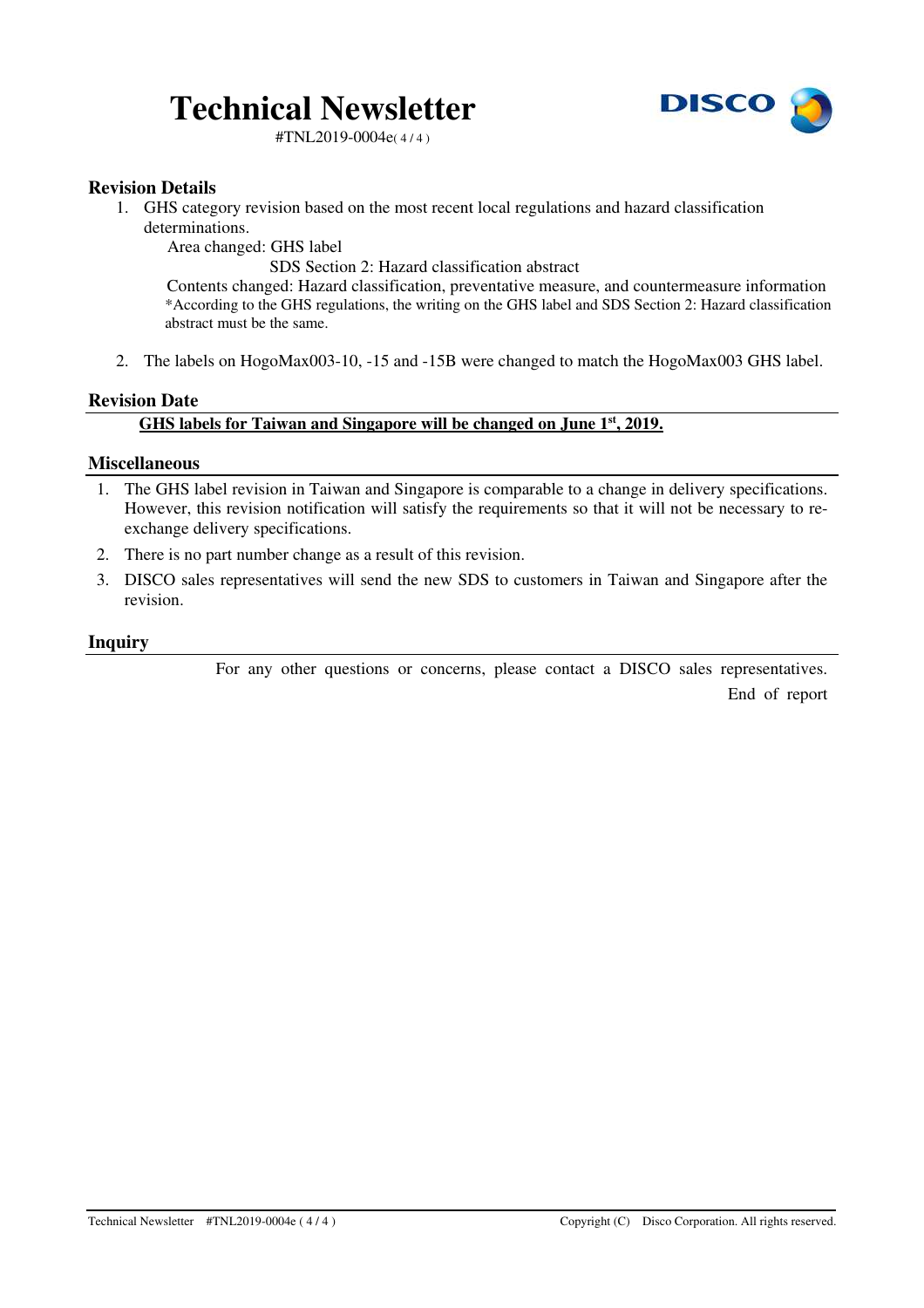# Technical Newsletter

#TNL2019-0004e( 4 / 4 )

## Revision Details

1. GHS category revision based on the most recent local regulations and hazard classification determinations.

   Area changed: GHS label

   SDS Section 2: Hazard classification abstract

   Contents changed: Hazard classification, preventative measure, and countermeasure information

   *According to the GHS regulations, the writing on the GHS label and SDS Section 2: Hazard classification abstract must be the same.

2. The labels on HogoMax003-10, -15 and -15B were changed to match the HogoMax003 GHS label.

## Revision Date

**GHS labels for Taiwan and Singapore will be changed on June 1st, 2019.**

## Miscellaneous

1. The GHS label revision in Taiwan and Singapore is comparable to a change in delivery specifications. However, this revision notification will satisfy the requirements so that it will not be necessary to re-exchange delivery specifications.
2. There is no part number change as a result of this revision.
3. DISCO sales representatives will send the new SDS to customers in Taiwan and Singapore after the revision.

## Inquiry

For any other questions or concerns, please contact a DISCO sales representatives.

End of report